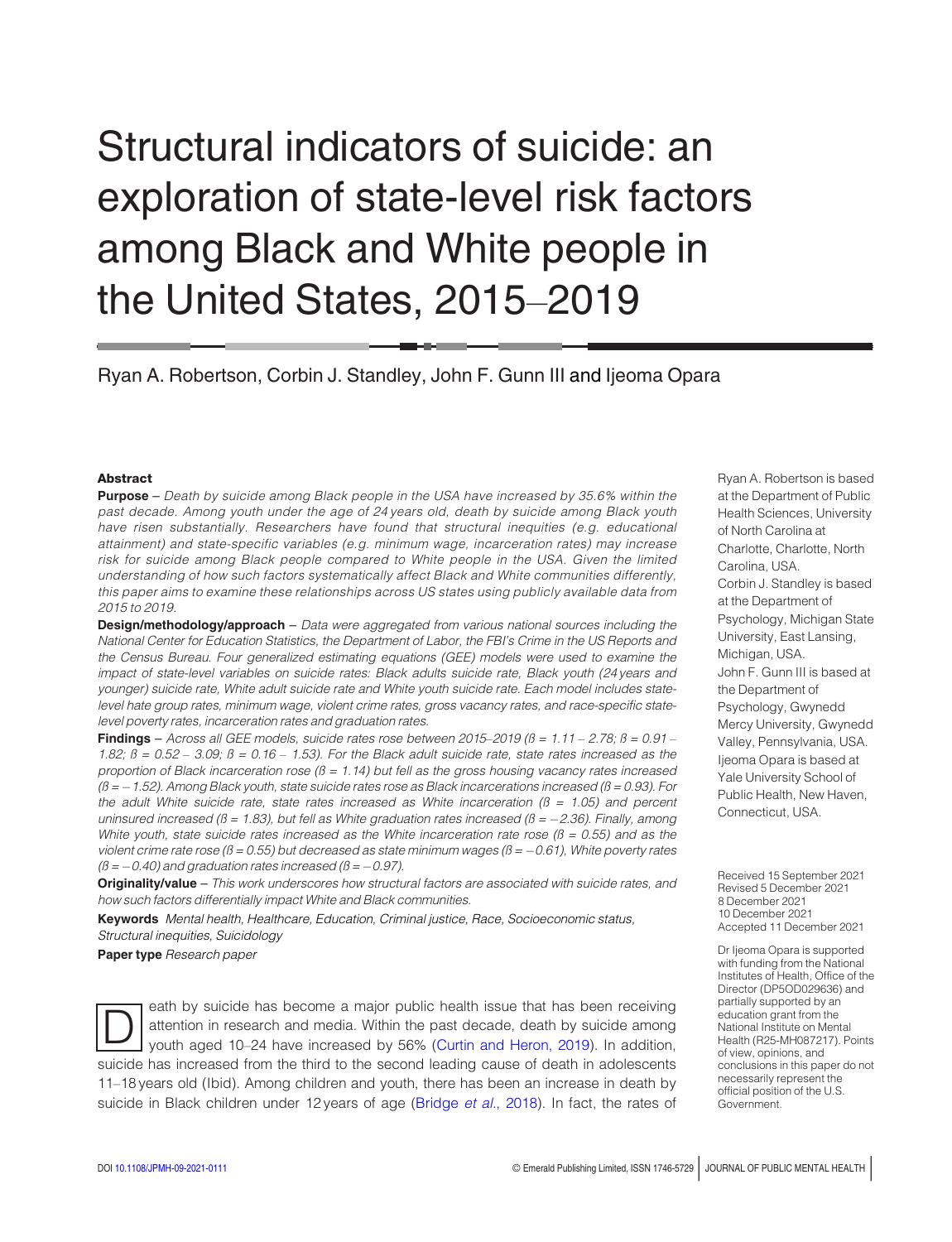# Structural indicators of suicide: an exploration of state-level risk factors among Black and White people in the United States, 2015–2019

Ryan A. Robertson, Corbin J. Standley, John F. Gunn III and Ijeoma Opara

Ryan A. Robertson is based at the Department of Public Health Sciences, University of North Carolina at Charlotte, Charlotte, North Carolina, USA.
Corbin J. Standley is based at the Department of Psychology, Michigan State University, East Lansing, Michigan, USA.
John F. Gunn III is based at the Department of Psychology, Gwynedd Mercy University, Gwynedd Valley, Pennsylvania, USA.
Ijeoma Opara is based at Yale University School of Public Health, New Haven, Connecticut, USA.

## Abstract

**Purpose** – *Death by suicide among Black people in the USA have increased by 35.6% within the past decade. Among youth under the age of 24 years old, death by suicide among Black youth have risen substantially. Researchers have found that structural inequities (e.g. educational attainment) and state-specific variables (e.g. minimum wage, incarceration rates) may increase risk for suicide among Black people compared to White people in the USA. Given the limited understanding of how such factors systematically affect Black and White communities differently, this paper aims to examine these relationships across US states using publicly available data from 2015 to 2019.*

**Design/methodology/approach** – *Data were aggregated from various national sources including the National Center for Education Statistics, the Department of Labor, the FBI's Crime in the US Reports and the Census Bureau. Four generalized estimating equations (GEE) models were used to examine the impact of state-level variables on suicide rates: Black adults suicide rate, Black youth (24 years and younger) suicide rate, White adult suicide rate and White youth suicide rate. Each model includes state-level hate group rates, minimum wage, violent crime rates, gross vacancy rates, and race-specific state-level poverty rates, incarceration rates and graduation rates.*

**Findings** – *Across all GEE models, suicide rates rose between 2015–2019 ($\beta$ = 1.11 – 2.78; $\beta$ = 0.91 – 1.82; $\beta$ = 0.52 – 3.09; $\beta$ = 0.16 – 1.53). For the Black adult suicide rate, state rates increased as the proportion of Black incarceration rose ($\beta$ = 1.14) but fell as the gross housing vacancy rates increased ($\beta$ = −1.52). Among Black youth, state suicide rates rose as Black incarcerations increased ($\beta$ = 0.93). For the adult White suicide rate, state rates increased as White incarceration ($\beta$ = 1.05) and percent uninsured increased ($\beta$ = 1.83), but fell as White graduation rates increased ($\beta$ = −2.36). Finally, among White youth, state suicide rates increased as the White incarceration rate rose ($\beta$ = 0.55) and as the violent crime rate rose ($\beta$ = 0.55) but decreased as state minimum wages ($\beta$ = −0.61), White poverty rates ($\beta$ = −0.40) and graduation rates increased ($\beta$ = −0.97).*

**Originality/value** – *This work underscores how structural factors are associated with suicide rates, and how such factors differentially impact White and Black communities.*

**Keywords** *Mental health, Healthcare, Education, Criminal justice, Race, Socioeconomic status, Structural inequities, Suicidology*

**Paper type** *Research paper*

Received 15 September 2021
Revised 5 December 2021
8 December 2021
10 December 2021
Accepted 11 December 2021

Dr Ijeoma Opara is supported with funding from the National Institutes of Health, Office of the Director (DP5OD029636) and partially supported by an education grant from the National Institute on Mental Health (R25-MH087217). Points of view, opinions, and conclusions in this paper do not necessarily represent the official position of the U.S. Government.

Death by suicide has become a major public health issue that has been receiving attention in research and media. Within the past decade, death by suicide among youth aged 10–24 have increased by 56% (Curtin and Heron, 2019). In addition, suicide has increased from the third to the second leading cause of death in adolescents 11–18 years old (Ibid). Among children and youth, there has been an increase in death by suicide in Black children under 12 years of age (Bridge *et al.*, 2018). In fact, the rates of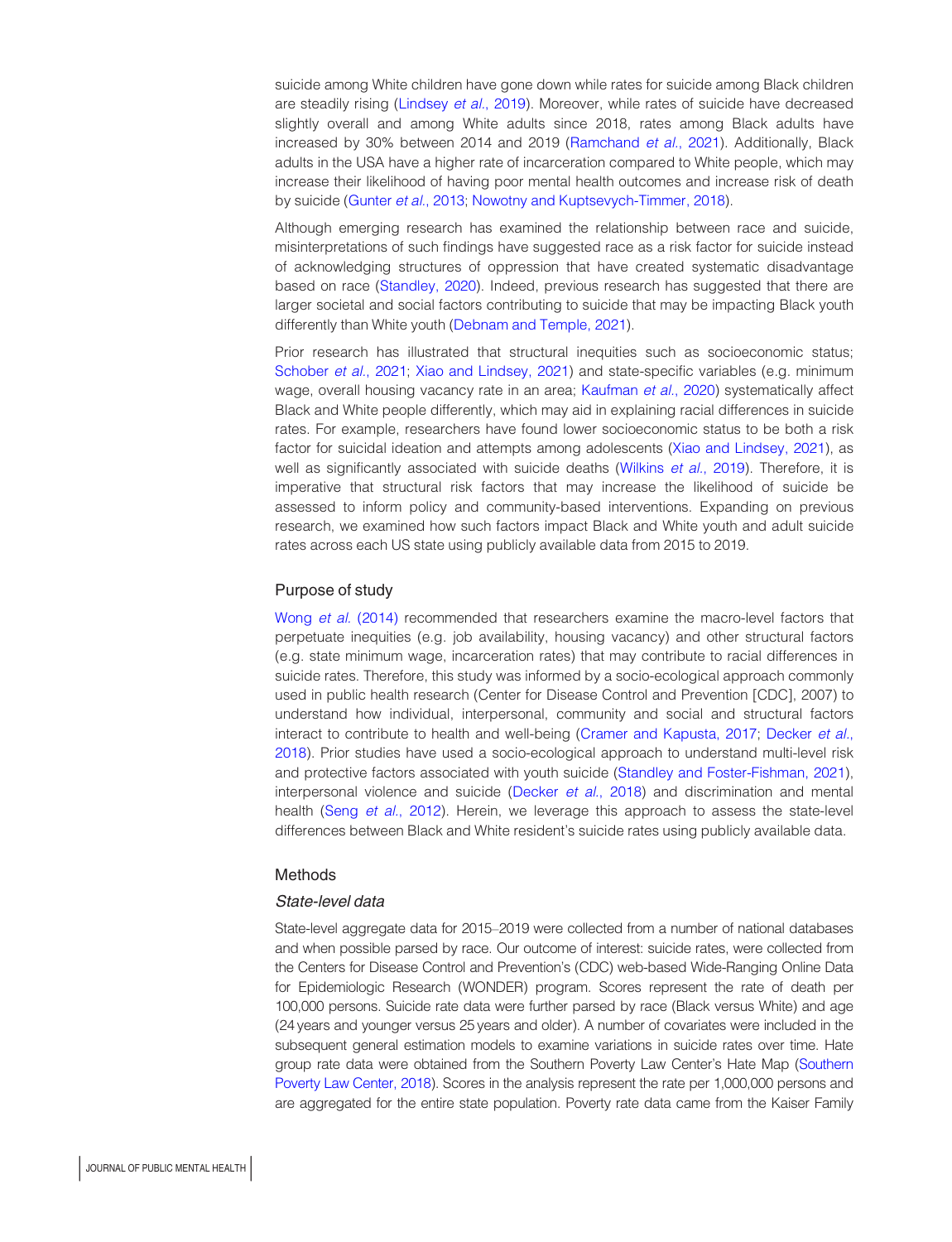suicide among White children have gone down while rates for suicide among Black children are steadily rising (Lindsey *et al*., 2019). Moreover, while rates of suicide have decreased slightly overall and among White adults since 2018, rates among Black adults have increased by 30% between 2014 and 2019 (Ramchand *et al*., 2021). Additionally, Black adults in the USA have a higher rate of incarceration compared to White people, which may increase their likelihood of having poor mental health outcomes and increase risk of death by suicide (Gunter *et al*., 2013; Nowotny and Kuptsevych-Timmer, 2018).

Although emerging research has examined the relationship between race and suicide, misinterpretations of such findings have suggested race as a risk factor for suicide instead of acknowledging structures of oppression that have created systematic disadvantage based on race (Standley, 2020). Indeed, previous research has suggested that there are larger societal and social factors contributing to suicide that may be impacting Black youth differently than White youth (Debnam and Temple, 2021).

Prior research has illustrated that structural inequities such as socioeconomic status; Schober *et al*., 2021; Xiao and Lindsey, 2021) and state-specific variables (e.g. minimum wage, overall housing vacancy rate in an area; Kaufman *et al*., 2020) systematically affect Black and White people differently, which may aid in explaining racial differences in suicide rates. For example, researchers have found lower socioeconomic status to be both a risk factor for suicidal ideation and attempts among adolescents (Xiao and Lindsey, 2021), as well as significantly associated with suicide deaths (Wilkins *et al.*, 2019). Therefore, it is imperative that structural risk factors that may increase the likelihood of suicide be assessed to inform policy and community-based interventions. Expanding on previous research, we examined how such factors impact Black and White youth and adult suicide rates across each US state using publicly available data from 2015 to 2019.

## Purpose of study

Wong *et al*. (2014) recommended that researchers examine the macro-level factors that perpetuate inequities (e.g. job availability, housing vacancy) and other structural factors (e.g. state minimum wage, incarceration rates) that may contribute to racial differences in suicide rates. Therefore, this study was informed by a socio-ecological approach commonly used in public health research (Center for Disease Control and Prevention [CDC], 2007) to understand how individual, interpersonal, community and social and structural factors interact to contribute to health and well-being (Cramer and Kapusta, 2017; Decker *et al*., 2018). Prior studies have used a socio-ecological approach to understand multi-level risk and protective factors associated with youth suicide (Standley and Foster-Fishman, 2021), interpersonal violence and suicide (Decker *et al.*, 2018) and discrimination and mental health (Seng *et al*., 2012). Herein, we leverage this approach to assess the state-level differences between Black and White resident's suicide rates using publicly available data.

## Methods

### *State-level data*

State-level aggregate data for 2015–2019 were collected from a number of national databases and when possible parsed by race. Our outcome of interest: suicide rates, were collected from the Centers for Disease Control and Prevention's (CDC) web-based Wide-Ranging Online Data for Epidemiologic Research (WONDER) program. Scores represent the rate of death per 100,000 persons. Suicide rate data were further parsed by race (Black versus White) and age (24 years and younger versus 25 years and older). A number of covariates were included in the subsequent general estimation models to examine variations in suicide rates over time. Hate group rate data were obtained from the Southern Poverty Law Center's Hate Map (Southern Poverty Law Center, 2018). Scores in the analysis represent the rate per 1,000,000 persons and are aggregated for the entire state population. Poverty rate data came from the Kaiser Family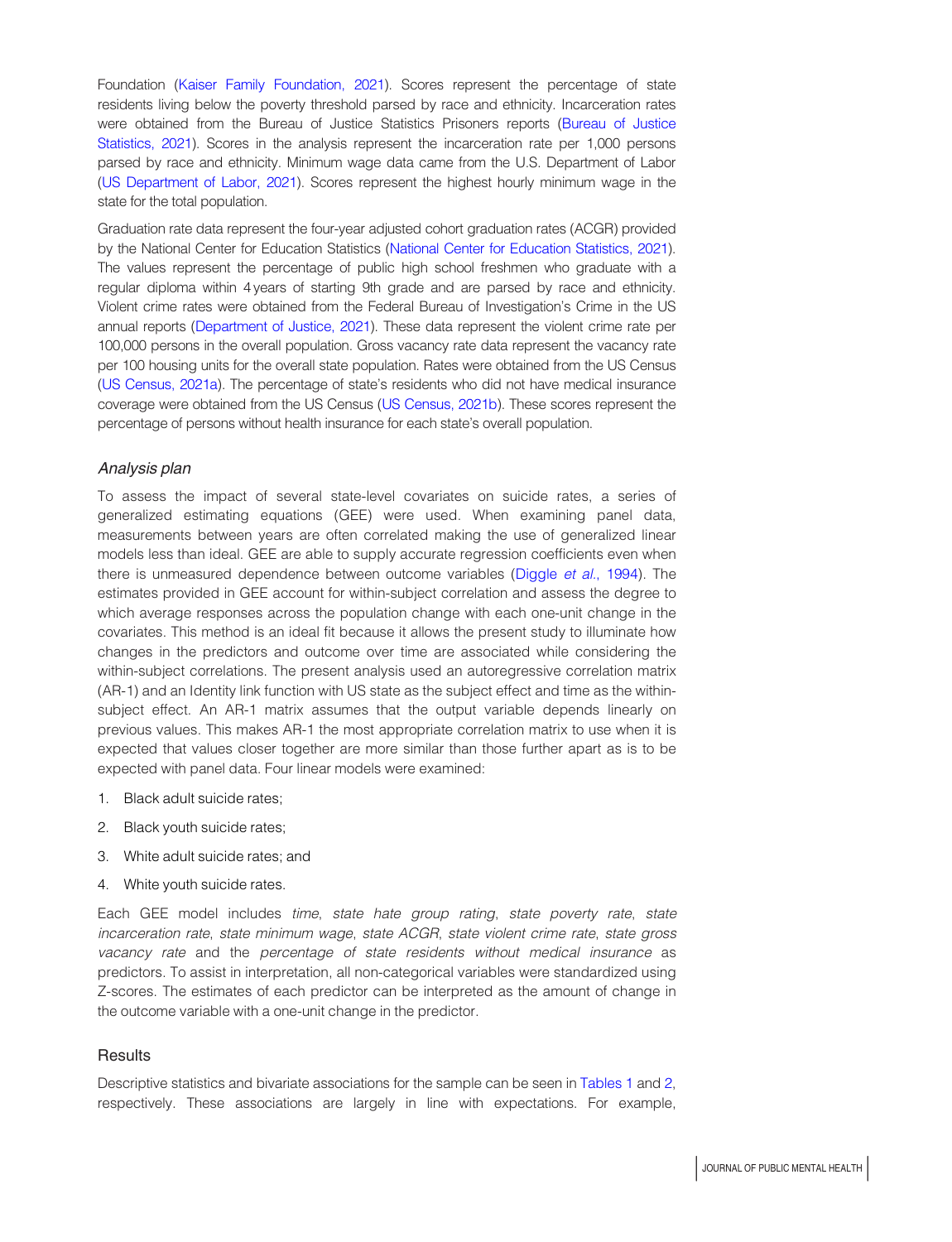Foundation (Kaiser Family Foundation, 2021). Scores represent the percentage of state residents living below the poverty threshold parsed by race and ethnicity. Incarceration rates were obtained from the Bureau of Justice Statistics Prisoners reports (Bureau of Justice Statistics, 2021). Scores in the analysis represent the incarceration rate per 1,000 persons parsed by race and ethnicity. Minimum wage data came from the U.S. Department of Labor (US Department of Labor, 2021). Scores represent the highest hourly minimum wage in the state for the total population.

Graduation rate data represent the four-year adjusted cohort graduation rates (ACGR) provided by the National Center for Education Statistics (National Center for Education Statistics, 2021). The values represent the percentage of public high school freshmen who graduate with a regular diploma within 4 years of starting 9th grade and are parsed by race and ethnicity. Violent crime rates were obtained from the Federal Bureau of Investigation's Crime in the US annual reports (Department of Justice, 2021). These data represent the violent crime rate per 100,000 persons in the overall population. Gross vacancy rate data represent the vacancy rate per 100 housing units for the overall state population. Rates were obtained from the US Census (US Census, 2021a). The percentage of state's residents who did not have medical insurance coverage were obtained from the US Census (US Census, 2021b). These scores represent the percentage of persons without health insurance for each state's overall population.

### *Analysis plan*

To assess the impact of several state-level covariates on suicide rates, a series of generalized estimating equations (GEE) were used. When examining panel data, measurements between years are often correlated making the use of generalized linear models less than ideal. GEE are able to supply accurate regression coefficients even when there is unmeasured dependence between outcome variables (Diggle *et al.*, 1994). The estimates provided in GEE account for within-subject correlation and assess the degree to which average responses across the population change with each one-unit change in the covariates. This method is an ideal fit because it allows the present study to illuminate how changes in the predictors and outcome over time are associated while considering the within-subject correlations. The present analysis used an autoregressive correlation matrix (AR-1) and an Identity link function with US state as the subject effect and time as the within-subject effect. An AR-1 matrix assumes that the output variable depends linearly on previous values. This makes AR-1 the most appropriate correlation matrix to use when it is expected that values closer together are more similar than those further apart as is to be expected with panel data. Four linear models were examined:

1. Black adult suicide rates;
2. Black youth suicide rates;
3. White adult suicide rates; and
4. White youth suicide rates.

Each GEE model includes *time*, *state hate group rating*, *state poverty rate*, *state incarceration rate*, *state minimum wage*, *state ACGR*, *state violent crime rate*, *state gross vacancy rate* and the *percentage of state residents without medical insurance* as predictors. To assist in interpretation, all non-categorical variables were standardized using Z-scores. The estimates of each predictor can be interpreted as the amount of change in the outcome variable with a one-unit change in the predictor.

## Results

Descriptive statistics and bivariate associations for the sample can be seen in Tables 1 and 2, respectively. These associations are largely in line with expectations. For example,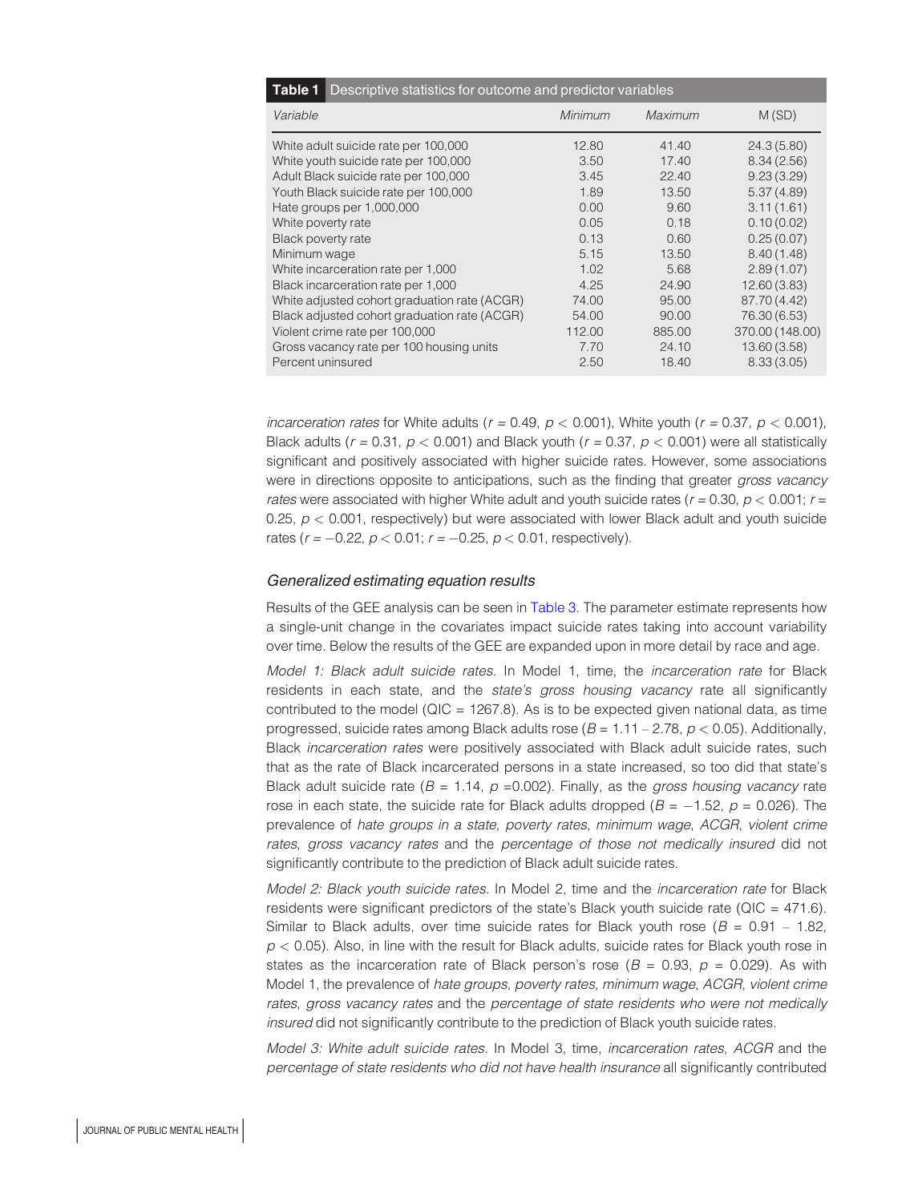**Table 1** Descriptive statistics for outcome and predictor variables

| Variable | Minimum | Maximum | M (SD) |
|---|---|---|---|
| White adult suicide rate per 100,000 | 12.80 | 41.40 | 24.3 (5.80) |
| White youth suicide rate per 100,000 | 3.50 | 17.40 | 8.34 (2.56) |
| Adult Black suicide rate per 100,000 | 3.45 | 22.40 | 9.23 (3.29) |
| Youth Black suicide rate per 100,000 | 1.89 | 13.50 | 5.37 (4.89) |
| Hate groups per 1,000,000 | 0.00 | 9.60 | 3.11 (1.61) |
| White poverty rate | 0.05 | 0.18 | 0.10 (0.02) |
| Black poverty rate | 0.13 | 0.60 | 0.25 (0.07) |
| Minimum wage | 5.15 | 13.50 | 8.40 (1.48) |
| White incarceration rate per 1,000 | 1.02 | 5.68 | 2.89 (1.07) |
| Black incarceration rate per 1,000 | 4.25 | 24.90 | 12.60 (3.83) |
| White adjusted cohort graduation rate (ACGR) | 74.00 | 95.00 | 87.70 (4.42) |
| Black adjusted cohort graduation rate (ACGR) | 54.00 | 90.00 | 76.30 (6.53) |
| Violent crime rate per 100,000 | 112.00 | 885.00 | 370.00 (148.00) |
| Gross vacancy rate per 100 housing units | 7.70 | 24.10 | 13.60 (3.58) |
| Percent uninsured | 2.50 | 18.40 | 8.33 (3.05) |

*incarceration rates* for White adults ($r = 0.49$, $p < 0.001$), White youth ($r = 0.37$, $p < 0.001$), Black adults ($r = 0.31$, $p < 0.001$) and Black youth ($r = 0.37$, $p < 0.001$) were all statistically significant and positively associated with higher suicide rates. However, some associations were in directions opposite to anticipations, such as the finding that greater *gross vacancy rates* were associated with higher White adult and youth suicide rates ($r = 0.30$, $p < 0.001$; $r = 0.25$, $p < 0.001$, respectively) but were associated with lower Black adult and youth suicide rates ($r = -0.22$, $p < 0.01$; $r = -0.25$, $p < 0.01$, respectively).

### *Generalized estimating equation results*

Results of the GEE analysis can be seen in Table 3. The parameter estimate represents how a single-unit change in the covariates impact suicide rates taking into account variability over time. Below the results of the GEE are expanded upon in more detail by race and age.

*Model 1: Black adult suicide rates.* In Model 1, time, the *incarceration rate* for Black residents in each state, and the *state's gross housing vacancy* rate all significantly contributed to the model (QIC = 1267.8). As is to be expected given national data, as time progressed, suicide rates among Black adults rose ($B = 1.11 - 2.78$, $p < 0.05$). Additionally, Black *incarceration rates* were positively associated with Black adult suicide rates, such that as the rate of Black incarcerated persons in a state increased, so too did that state's Black adult suicide rate ($B = 1.14$, $p = 0.002$). Finally, as the *gross housing vacancy* rate rose in each state, the suicide rate for Black adults dropped ($B = -1.52$, $p = 0.026$). The prevalence of *hate groups in a state*, *poverty rates*, *minimum wage*, *ACGR*, *violent crime rates*, *gross vacancy rates* and the *percentage of those not medically insured* did not significantly contribute to the prediction of Black adult suicide rates.

*Model 2: Black youth suicide rates.* In Model 2, time and the *incarceration rate* for Black residents were significant predictors of the state's Black youth suicide rate (QIC = 471.6). Similar to Black adults, over time suicide rates for Black youth rose ($B = 0.91 - 1.82$, $p < 0.05$). Also, in line with the result for Black adults, suicide rates for Black youth rose in states as the incarceration rate of Black person's rose ($B = 0.93$, $p = 0.029$). As with Model 1, the prevalence of *hate groups*, *poverty rates*, *minimum wage*, *ACGR*, *violent crime rates*, *gross vacancy rates* and the *percentage of state residents who were not medically insured* did not significantly contribute to the prediction of Black youth suicide rates.

*Model 3: White adult suicide rates.* In Model 3, time, *incarceration rates*, *ACGR* and the *percentage of state residents who did not have health insurance* all significantly contributed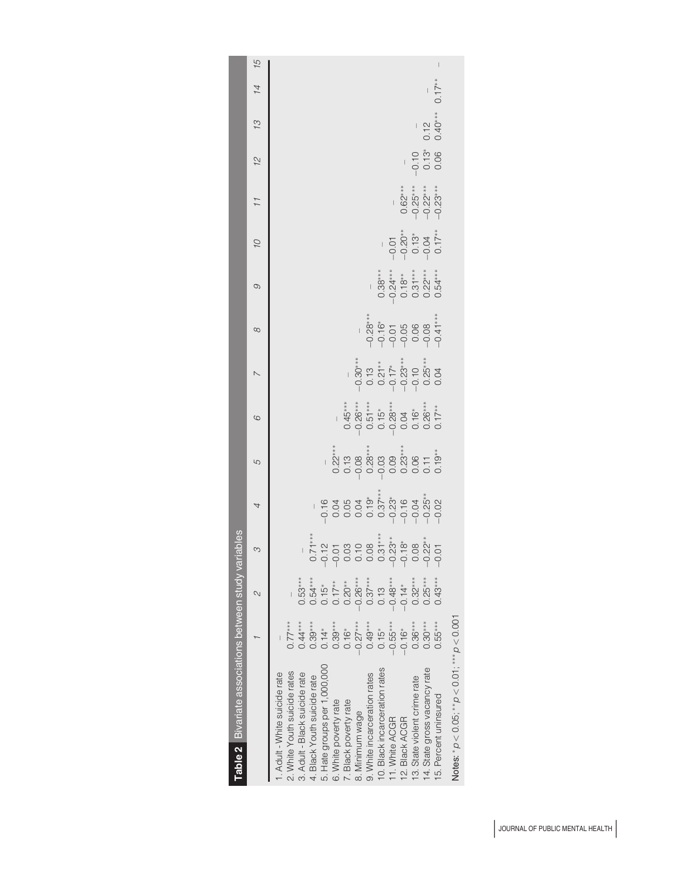**Table 2** Bivariate associations between study variables

| | 1 | 2 | 3 | 4 | 5 | 6 | 7 | 8 | 9 | 10 | 11 | 12 | 13 | 14 | 15 |
|---|---|---|---|---|---|---|---|---|---|---|---|---|---|---|---|
| 1. Adult - White suicide rate | – | | | | | | | | | | | | | | |
| 2. White Youth suicide rates | 0.77*** | – | | | | | | | | | | | | | |
| 3. Adult - Black suicide rate | 0.44*** | 0.53*** | – | | | | | | | | | | | | |
| 4. Black Youth suicide rate | 0.39*** | 0.54*** | 0.71*** | – | | | | | | | | | | | |
| 5. Hate groups per 1,000,000 | 0.14* | 0.15* | −0.12 | −0.16 | – | | | | | | | | | | |
| 6. White poverty rate | 0.39*** | 0.17** | −0.01 | 0.04 | 0.22*** | – | | | | | | | | | |
| 7. Black poverty rate | 0.16* | 0.20** | 0.03 | 0.05 | 0.13 | 0.45*** | – | | | | | | | | |
| 8. Minimum wage | −0.27*** | −0.26*** | 0.10 | 0.04 | −0.08 | −0.26*** | −0.30*** | – | | | | | | | |
| 9. White incarceration rates | 0.49*** | 0.37*** | 0.08 | 0.19* | 0.28*** | 0.51*** | 0.13 | −0.28*** | – | | | | | | |
| 10. Black incarceration rates | 0.15* | 0.13 | 0.31*** | 0.37*** | −0.03 | 0.15* | 0.21** | −0.16* | 0.38*** | – | | | | | |
| 11. White ACGR | −0.55*** | −0.48*** | −0.23** | −0.23* | 0.09 | −0.28*** | −0.17* | −0.01 | −0.24*** | −0.01 | – | | | | |
| 12. Black ACGR | −0.16* | −0.14* | −0.18* | −0.16 | 0.23*** | 0.04 | −0.23*** | −0.05 | 0.18** | −0.20** | 0.62*** | – | | | |
| 13. State violent crime rate | 0.36*** | 0.32*** | 0.08 | −0.04 | 0.06 | 0.16* | −0.10 | 0.06 | 0.31*** | 0.13* | −0.25*** | −0.10 | – | | |
| 14. State gross vacancy rate | 0.30*** | 0.25*** | −0.22** | −0.25** | 0.11 | 0.26*** | 0.25*** | −0.08 | 0.22*** | −0.04 | −0.22*** | 0.13* | 0.12 | – | |
| 15. Percent uninsured | 0.55*** | 0.43*** | −0.01 | −0.02 | 0.19** | 0.17** | 0.04 | −0.41*** | 0.54*** | 0.17** | −0.23*** | 0.06 | 0.40*** | 0.17** | – |

Notes: $^{*}p < 0.05$; $^{**}p < 0.01$; $^{***}p < 0.001$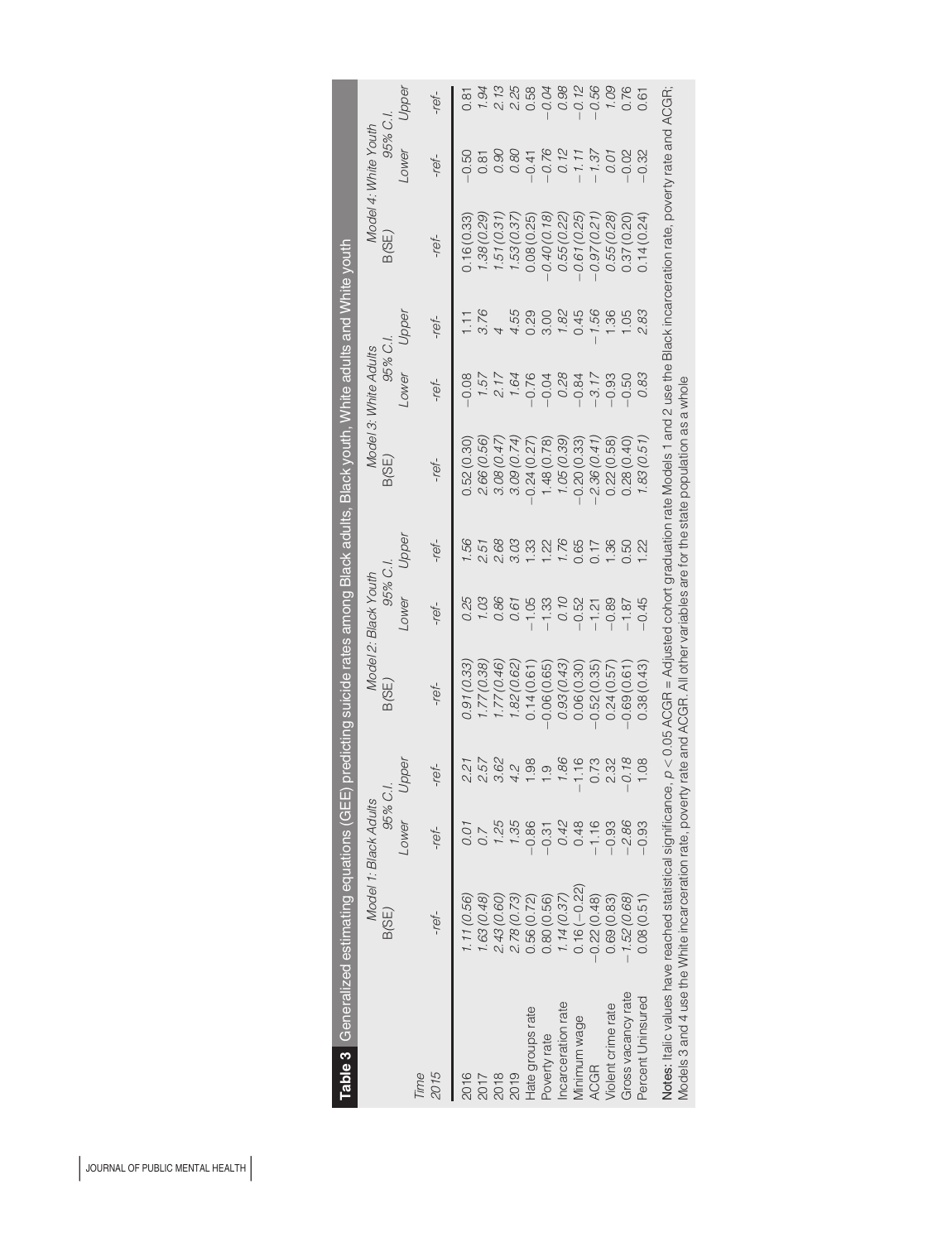**Table 3** Generalized estimating equations (GEE) predicting suicide rates among Black adults, Black youth, White adults and White youth

| | Model 1: Black Adults | | | Model 2: Black Youth | | | Model 3: White Adults | | | Model 4: White Youth | | |
|---|---|---|---|---|---|---|---|---|---|---|---|---|
| | B(SE) | 95% C.I. | | B(SE) | 95% C.I. | | B(SE) | 95% C.I. | | B(SE) | 95% C.I. | |
| *Time* | | *Lower* | *Upper* | | *Lower* | *Upper* | | *Lower* | *Upper* | | *Lower* | *Upper* |
| *2015* | *-ref-* | *-ref-* | *-ref-* | *-ref-* | *-ref-* | *-ref-* | *-ref-* | *-ref-* | *-ref-* | *-ref-* | *-ref-* | *-ref-* |
| 2016 | *1.11 (0.56)* | *0.01* | *2.21* | *0.91 (0.33)* | *0.25* | *1.56* | 0.52 (0.30) | −0.08 | 1.11 | 0.16 (0.33) | −0.50 | 0.81 |
| 2017 | *1.63 (0.48)* | *0.7* | *2.57* | *1.77 (0.38)* | *1.03* | *2.51* | *2.66 (0.56)* | *1.57* | *3.76* | *1.38 (0.29)* | 0.81 | *1.94* |
| 2018 | *2.43 (0.60)* | *1.25* | *3.62* | *1.77 (0.46)* | *0.86* | *2.68* | *3.08 (0.47)* | *2.17* | *4* | *1.51 (0.31)* | *0.90* | *2.13* |
| 2019 | *2.78 (0.73)* | *1.35* | *4.2* | *1.82 (0.62)* | *0.61* | *3.03* | *3.09 (0.74)* | *1.64* | *4.55* | *1.53 (0.37)* | *0.80* | *2.25* |
| Hate groups rate | 0.56 (0.72) | −0.86 | 1.98 | 0.14 (0.61) | −1.05 | 1.33 | −0.24 (0.27) | −0.76 | 0.29 | 0.08 (0.25) | −0.41 | 0.58 |
| Poverty rate | 0.80 (0.56) | −0.31 | 1.9 | −0.06 (0.65) | −1.33 | 1.22 | 1.48 (0.78) | −0.04 | 3.00 | *−0.40 (0.18)* | *−0.76* | *−0.04* |
| Incarceration rate | *1.14 (0.37)* | *0.42* | *1.86* | *0.93 (0.43)* | *0.10* | *1.76* | *1.05 (0.39)* | *0.28* | *1.82* | *0.55 (0.22)* | *0.12* | *0.98* |
| Minimum wage | 0.16 (−0.22) | 0.48 | −1.16 | 0.06 (0.30) | −0.52 | 0.65 | −0.20 (0.33) | −0.84 | 0.45 | *−0.61 (0.25)* | *−1.11* | *−0.12* |
| ACGR | −0.22 (0.48) | −1.16 | 0.73 | −0.52 (0.35) | −1.21 | 0.17 | *−2.36 (0.41)* | *−3.17* | *−1.56* | *−0.97 (0.21)* | *−1.37* | *−0.56* |
| Violent crime rate | 0.69 (0.83) | −0.93 | 2.32 | 0.24 (0.57) | −0.89 | 1.36 | 0.22 (0.58) | −0.93 | 1.36 | *0.55 (0.28)* | *0.01* | *1.09* |
| Gross vacancy rate | *−1.52 (0.68)* | *−2.86* | *−0.18* | −0.69 (0.61) | −1.87 | 0.50 | 0.28 (0.40) | −0.50 | 1.05 | 0.37 (0.20) | −0.02 | 0.76 |
| Percent Uninsured | 0.08 (0.51) | −0.93 | 1.08 | 0.38 (0.43) | −0.45 | 1.22 | *1.83 (0.51)* | *0.83* | *2.83* | 0.14 (0.24) | −0.32 | 0.61 |

**Notes:** Italic values have reached statistical significance, $p < 0.05$ ACGR = Adjusted cohort graduation rate Models 1 and 2 use the Black incarceration rate, poverty rate and ACGR; Models 3 and 4 use the White incarceration rate, poverty rate and ACGR. All other variables are for the state population as a whole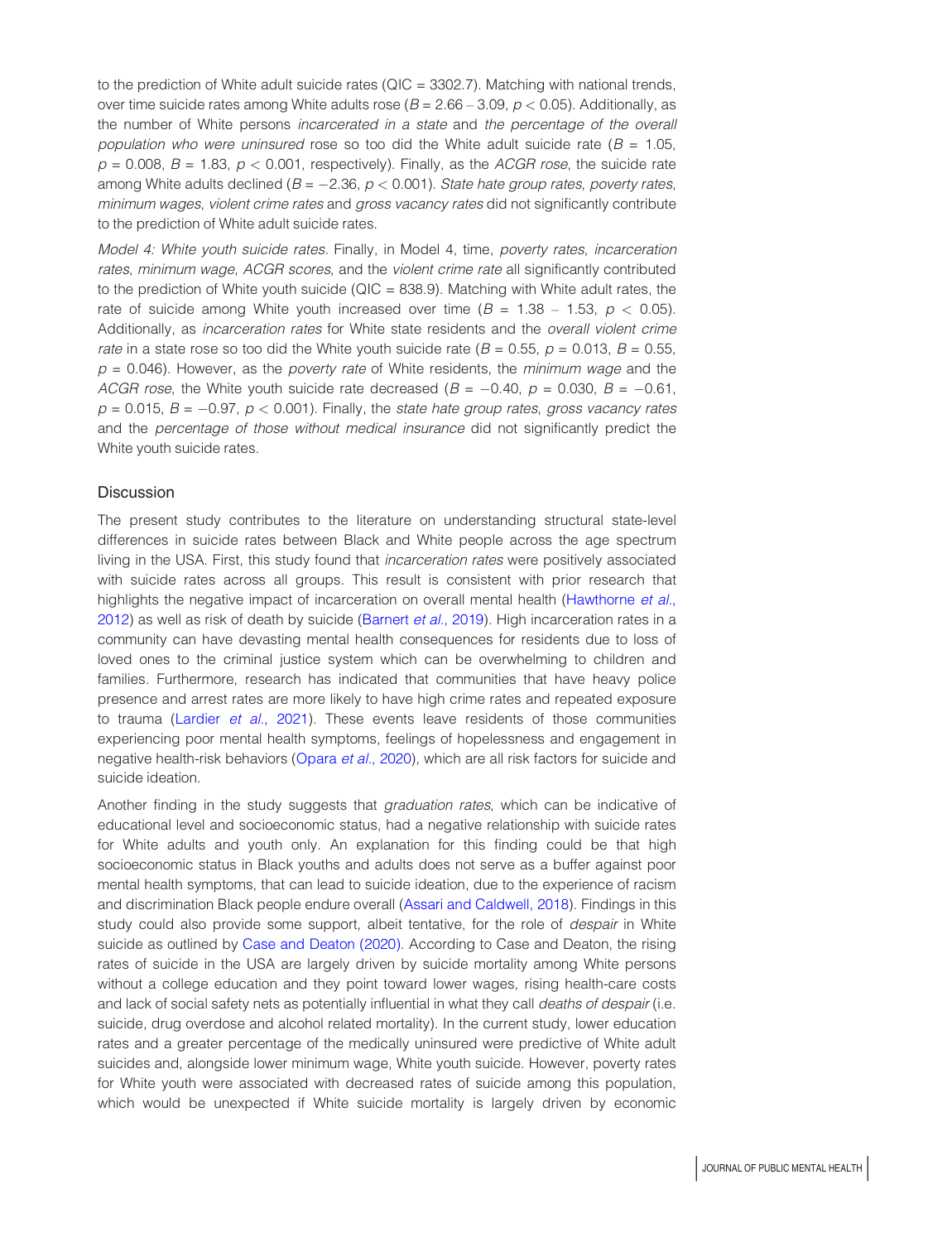to the prediction of White adult suicide rates (QIC = 3302.7). Matching with national trends, over time suicide rates among White adults rose ($B = 2.66 - 3.09$, $p < 0.05$). Additionally, as the number of White persons *incarcerated in a state* and *the percentage of the overall population who were uninsured* rose so too did the White adult suicide rate ($B = 1.05$, $p = 0.008$, $B = 1.83$, $p < 0.001$, respectively). Finally, as the *ACGR rose*, the suicide rate among White adults declined ($B = -2.36$, $p < 0.001$). *State hate group rates*, *poverty rates*, *minimum wages*, *violent crime rates* and *gross vacancy rates* did not significantly contribute to the prediction of White adult suicide rates.

*Model 4: White youth suicide rates*. Finally, in Model 4, time, *poverty rates*, *incarceration rates*, *minimum wage*, *ACGR scores*, and the *violent crime rate* all significantly contributed to the prediction of White youth suicide (QIC = 838.9). Matching with White adult rates, the rate of suicide among White youth increased over time ($B = 1.38 - 1.53$, $p < 0.05$). Additionally, as *incarceration rates* for White state residents and the *overall violent crime rate* in a state rose so too did the White youth suicide rate ($B = 0.55$, $p = 0.013$, $B = 0.55$, $p = 0.046$). However, as the *poverty rate* of White residents, the *minimum wage* and the *ACGR rose*, the White youth suicide rate decreased ($B = -0.40$, $p = 0.030$, $B = -0.61$, $p = 0.015$, $B = -0.97$, $p < 0.001$). Finally, the *state hate group rates*, *gross vacancy rates* and the *percentage of those without medical insurance* did not significantly predict the White youth suicide rates.

## Discussion

The present study contributes to the literature on understanding structural state-level differences in suicide rates between Black and White people across the age spectrum living in the USA. First, this study found that *incarceration rates* were positively associated with suicide rates across all groups. This result is consistent with prior research that highlights the negative impact of incarceration on overall mental health (Hawthorne *et al.*, 2012) as well as risk of death by suicide (Barnert *et al.*, 2019). High incarceration rates in a community can have devasting mental health consequences for residents due to loss of loved ones to the criminal justice system which can be overwhelming to children and families. Furthermore, research has indicated that communities that have heavy police presence and arrest rates are more likely to have high crime rates and repeated exposure to trauma (Lardier *et al.*, 2021). These events leave residents of those communities experiencing poor mental health symptoms, feelings of hopelessness and engagement in negative health-risk behaviors (Opara *et al.*, 2020), which are all risk factors for suicide and suicide ideation.

Another finding in the study suggests that *graduation rates*, which can be indicative of educational level and socioeconomic status, had a negative relationship with suicide rates for White adults and youth only. An explanation for this finding could be that high socioeconomic status in Black youths and adults does not serve as a buffer against poor mental health symptoms, that can lead to suicide ideation, due to the experience of racism and discrimination Black people endure overall (Assari and Caldwell, 2018). Findings in this study could also provide some support, albeit tentative, for the role of *despair* in White suicide as outlined by Case and Deaton (2020). According to Case and Deaton, the rising rates of suicide in the USA are largely driven by suicide mortality among White persons without a college education and they point toward lower wages, rising health-care costs and lack of social safety nets as potentially influential in what they call *deaths of despair* (i.e. suicide, drug overdose and alcohol related mortality). In the current study, lower education rates and a greater percentage of the medically uninsured were predictive of White adult suicides and, alongside lower minimum wage, White youth suicide. However, poverty rates for White youth were associated with decreased rates of suicide among this population, which would be unexpected if White suicide mortality is largely driven by economic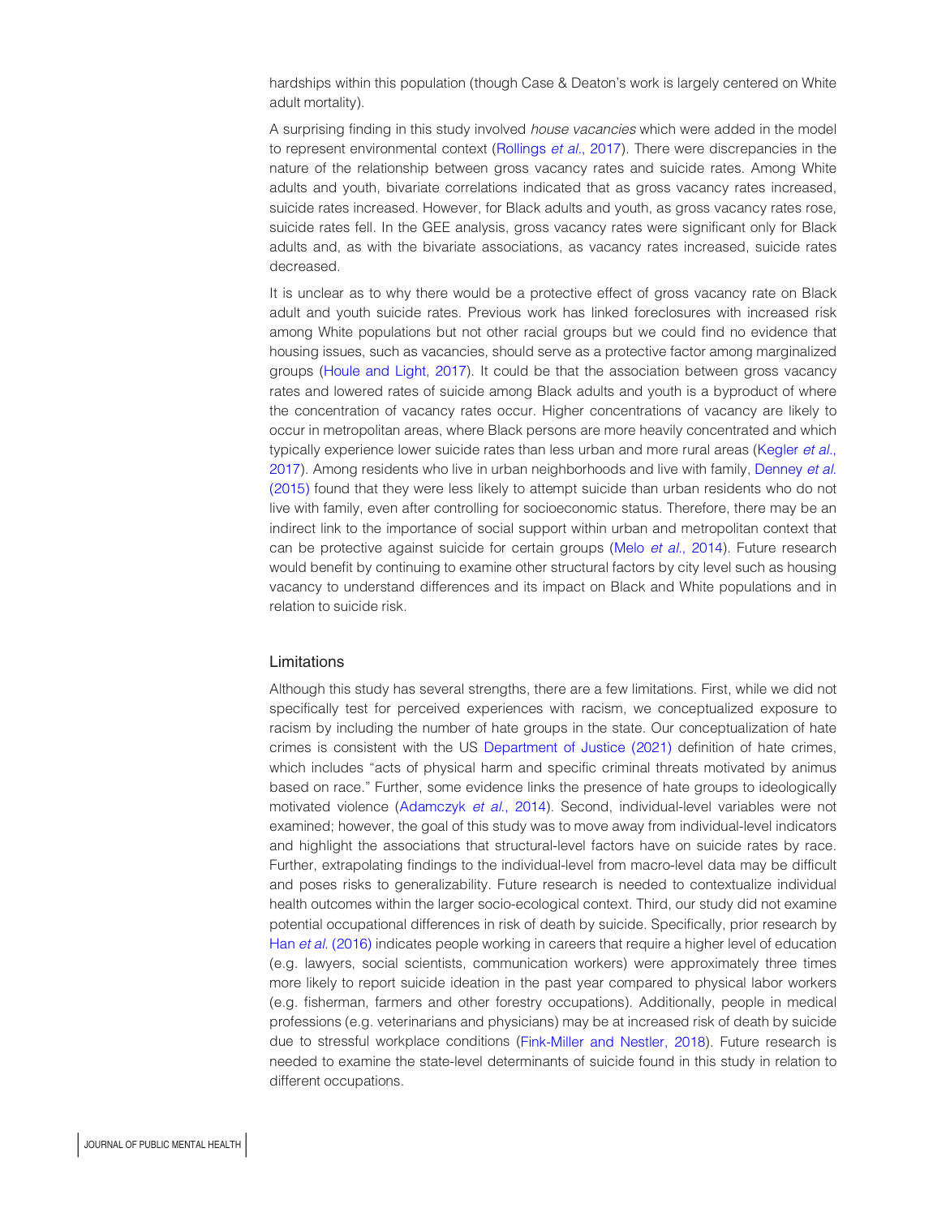hardships within this population (though Case & Deaton's work is largely centered on White adult mortality).

A surprising finding in this study involved *house vacancies* which were added in the model to represent environmental context (Rollings *et al.*, 2017). There were discrepancies in the nature of the relationship between gross vacancy rates and suicide rates. Among White adults and youth, bivariate correlations indicated that as gross vacancy rates increased, suicide rates increased. However, for Black adults and youth, as gross vacancy rates rose, suicide rates fell. In the GEE analysis, gross vacancy rates were significant only for Black adults and, as with the bivariate associations, as vacancy rates increased, suicide rates decreased.

It is unclear as to why there would be a protective effect of gross vacancy rate on Black adult and youth suicide rates. Previous work has linked foreclosures with increased risk among White populations but not other racial groups but we could find no evidence that housing issues, such as vacancies, should serve as a protective factor among marginalized groups (Houle and Light, 2017). It could be that the association between gross vacancy rates and lowered rates of suicide among Black adults and youth is a byproduct of where the concentration of vacancy rates occur. Higher concentrations of vacancy are likely to occur in metropolitan areas, where Black persons are more heavily concentrated and which typically experience lower suicide rates than less urban and more rural areas (Kegler *et al.*, 2017). Among residents who live in urban neighborhoods and live with family, Denney *et al.* (2015) found that they were less likely to attempt suicide than urban residents who do not live with family, even after controlling for socioeconomic status. Therefore, there may be an indirect link to the importance of social support within urban and metropolitan context that can be protective against suicide for certain groups (Melo *et al.*, 2014). Future research would benefit by continuing to examine other structural factors by city level such as housing vacancy to understand differences and its impact on Black and White populations and in relation to suicide risk.

## Limitations

Although this study has several strengths, there are a few limitations. First, while we did not specifically test for perceived experiences with racism, we conceptualized exposure to racism by including the number of hate groups in the state. Our conceptualization of hate crimes is consistent with the US Department of Justice (2021) definition of hate crimes, which includes "acts of physical harm and specific criminal threats motivated by animus based on race." Further, some evidence links the presence of hate groups to ideologically motivated violence (Adamczyk *et al.*, 2014). Second, individual-level variables were not examined; however, the goal of this study was to move away from individual-level indicators and highlight the associations that structural-level factors have on suicide rates by race. Further, extrapolating findings to the individual-level from macro-level data may be difficult and poses risks to generalizability. Future research is needed to contextualize individual health outcomes within the larger socio-ecological context. Third, our study did not examine potential occupational differences in risk of death by suicide. Specifically, prior research by Han *et al.* (2016) indicates people working in careers that require a higher level of education (e.g. lawyers, social scientists, communication workers) were approximately three times more likely to report suicide ideation in the past year compared to physical labor workers (e.g. fisherman, farmers and other forestry occupations). Additionally, people in medical professions (e.g. veterinarians and physicians) may be at increased risk of death by suicide due to stressful workplace conditions (Fink-Miller and Nestler, 2018). Future research is needed to examine the state-level determinants of suicide found in this study in relation to different occupations.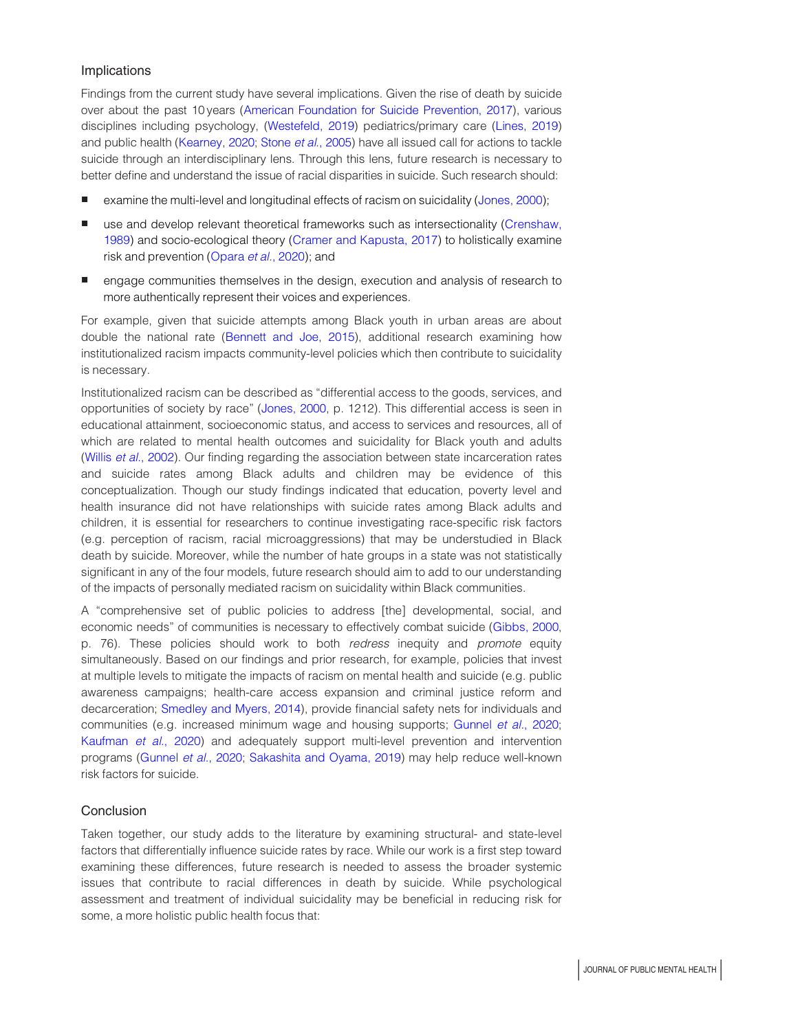## Implications

Findings from the current study have several implications. Given the rise of death by suicide over about the past 10 years (American Foundation for Suicide Prevention, 2017), various disciplines including psychology, (Westefeld, 2019) pediatrics/primary care (Lines, 2019) and public health (Kearney, 2020; Stone *et al.*, 2005) have all issued call for actions to tackle suicide through an interdisciplinary lens. Through this lens, future research is necessary to better define and understand the issue of racial disparities in suicide. Such research should:

- examine the multi-level and longitudinal effects of racism on suicidality (Jones, 2000);
- use and develop relevant theoretical frameworks such as intersectionality (Crenshaw, 1989) and socio-ecological theory (Cramer and Kapusta, 2017) to holistically examine risk and prevention (Opara *et al.*, 2020); and
- engage communities themselves in the design, execution and analysis of research to more authentically represent their voices and experiences.

For example, given that suicide attempts among Black youth in urban areas are about double the national rate (Bennett and Joe, 2015), additional research examining how institutionalized racism impacts community-level policies which then contribute to suicidality is necessary.

Institutionalized racism can be described as "differential access to the goods, services, and opportunities of society by race" (Jones, 2000, p. 1212). This differential access is seen in educational attainment, socioeconomic status, and access to services and resources, all of which are related to mental health outcomes and suicidality for Black youth and adults (Willis *et al.*, 2002). Our finding regarding the association between state incarceration rates and suicide rates among Black adults and children may be evidence of this conceptualization. Though our study findings indicated that education, poverty level and health insurance did not have relationships with suicide rates among Black adults and children, it is essential for researchers to continue investigating race-specific risk factors (e.g. perception of racism, racial microaggressions) that may be understudied in Black death by suicide. Moreover, while the number of hate groups in a state was not statistically significant in any of the four models, future research should aim to add to our understanding of the impacts of personally mediated racism on suicidality within Black communities.

A "comprehensive set of public policies to address [the] developmental, social, and economic needs" of communities is necessary to effectively combat suicide (Gibbs, 2000, p. 76). These policies should work to both *redress* inequity and *promote* equity simultaneously. Based on our findings and prior research, for example, policies that invest at multiple levels to mitigate the impacts of racism on mental health and suicide (e.g. public awareness campaigns; health-care access expansion and criminal justice reform and decarceration; Smedley and Myers, 2014), provide financial safety nets for individuals and communities (e.g. increased minimum wage and housing supports; Gunnel *et al.*, 2020; Kaufman *et al.*, 2020) and adequately support multi-level prevention and intervention programs (Gunnel *et al.*, 2020; Sakashita and Oyama, 2019) may help reduce well-known risk factors for suicide.

## Conclusion

Taken together, our study adds to the literature by examining structural- and state-level factors that differentially influence suicide rates by race. While our work is a first step toward examining these differences, future research is needed to assess the broader systemic issues that contribute to racial differences in death by suicide. While psychological assessment and treatment of individual suicidality may be beneficial in reducing risk for some, a more holistic public health focus that: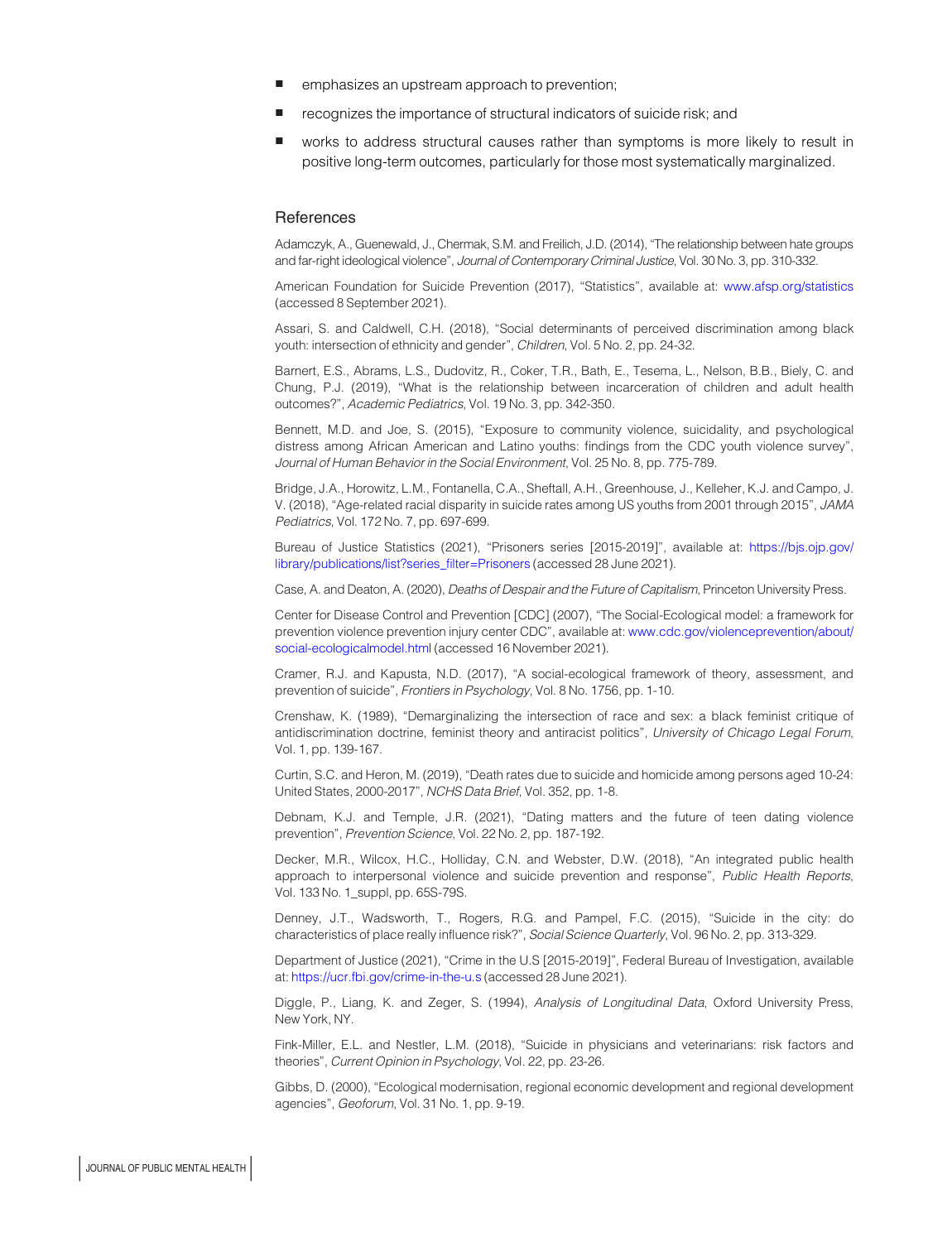- emphasizes an upstream approach to prevention;
- recognizes the importance of structural indicators of suicide risk; and
- works to address structural causes rather than symptoms is more likely to result in positive long-term outcomes, particularly for those most systematically marginalized.

## References

Adamczyk, A., Guenewald, J., Chermak, S.M. and Freilich, J.D. (2014), "The relationship between hate groups and far-right ideological violence", *Journal of Contemporary Criminal Justice*, Vol. 30 No. 3, pp. 310-332.

American Foundation for Suicide Prevention (2017), "Statistics", available at: www.afsp.org/statistics (accessed 8 September 2021).

Assari, S. and Caldwell, C.H. (2018), "Social determinants of perceived discrimination among black youth: intersection of ethnicity and gender", *Children*, Vol. 5 No. 2, pp. 24-32.

Barnert, E.S., Abrams, L.S., Dudovitz, R., Coker, T.R., Bath, E., Tesema, L., Nelson, B.B., Biely, C. and Chung, P.J. (2019), "What is the relationship between incarceration of children and adult health outcomes?", *Academic Pediatrics*, Vol. 19 No. 3, pp. 342-350.

Bennett, M.D. and Joe, S. (2015), "Exposure to community violence, suicidality, and psychological distress among African American and Latino youths: findings from the CDC youth violence survey", *Journal of Human Behavior in the Social Environment*, Vol. 25 No. 8, pp. 775-789.

Bridge, J.A., Horowitz, L.M., Fontanella, C.A., Sheftall, A.H., Greenhouse, J., Kelleher, K.J. and Campo, J. V. (2018), "Age-related racial disparity in suicide rates among US youths from 2001 through 2015", *JAMA Pediatrics*, Vol. 172 No. 7, pp. 697-699.

Bureau of Justice Statistics (2021), "Prisoners series [2015-2019]", available at: https://bjs.ojp.gov/library/publications/list?series_filter=Prisoners (accessed 28 June 2021).

Case, A. and Deaton, A. (2020), *Deaths of Despair and the Future of Capitalism*, Princeton University Press.

Center for Disease Control and Prevention [CDC] (2007), "The Social-Ecological model: a framework for prevention violence prevention injury center CDC", available at: www.cdc.gov/violenceprevention/about/social-ecologicalmodel.html (accessed 16 November 2021).

Cramer, R.J. and Kapusta, N.D. (2017), "A social-ecological framework of theory, assessment, and prevention of suicide", *Frontiers in Psychology*, Vol. 8 No. 1756, pp. 1-10.

Crenshaw, K. (1989), "Demarginalizing the intersection of race and sex: a black feminist critique of antidiscrimination doctrine, feminist theory and antiracist politics", *University of Chicago Legal Forum*, Vol. 1, pp. 139-167.

Curtin, S.C. and Heron, M. (2019), "Death rates due to suicide and homicide among persons aged 10-24: United States, 2000-2017", *NCHS Data Brief*, Vol. 352, pp. 1-8.

Debnam, K.J. and Temple, J.R. (2021), "Dating matters and the future of teen dating violence prevention", *Prevention Science*, Vol. 22 No. 2, pp. 187-192.

Decker, M.R., Wilcox, H.C., Holliday, C.N. and Webster, D.W. (2018), "An integrated public health approach to interpersonal violence and suicide prevention and response", *Public Health Reports*, Vol. 133 No. 1_suppl, pp. 65S-79S.

Denney, J.T., Wadsworth, T., Rogers, R.G. and Pampel, F.C. (2015), "Suicide in the city: do characteristics of place really influence risk?", *Social Science Quarterly*, Vol. 96 No. 2, pp. 313-329.

Department of Justice (2021), "Crime in the U.S [2015-2019]", Federal Bureau of Investigation, available at: https://ucr.fbi.gov/crime-in-the-u.s (accessed 28 June 2021).

Diggle, P., Liang, K. and Zeger, S. (1994), *Analysis of Longitudinal Data*, Oxford University Press, New York, NY.

Fink-Miller, E.L. and Nestler, L.M. (2018), "Suicide in physicians and veterinarians: risk factors and theories", *Current Opinion in Psychology*, Vol. 22, pp. 23-26.

Gibbs, D. (2000), "Ecological modernisation, regional economic development and regional development agencies", *Geoforum*, Vol. 31 No. 1, pp. 9-19.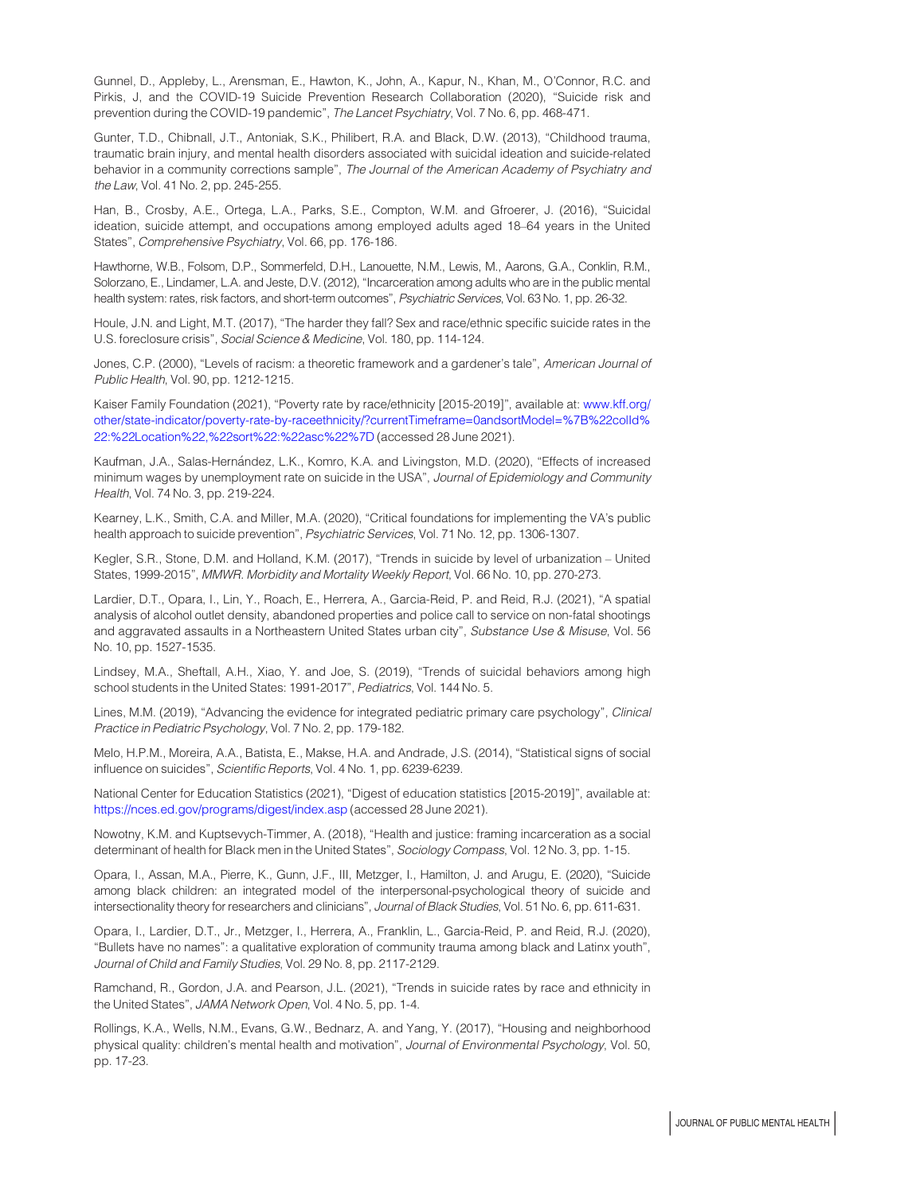Gunnel, D., Appleby, L., Arensman, E., Hawton, K., John, A., Kapur, N., Khan, M., O'Connor, R.C. and Pirkis, J, and the COVID-19 Suicide Prevention Research Collaboration (2020), "Suicide risk and prevention during the COVID-19 pandemic", *The Lancet Psychiatry*, Vol. 7 No. 6, pp. 468-471.

Gunter, T.D., Chibnall, J.T., Antoniak, S.K., Philibert, R.A. and Black, D.W. (2013), "Childhood trauma, traumatic brain injury, and mental health disorders associated with suicidal ideation and suicide-related behavior in a community corrections sample", *The Journal of the American Academy of Psychiatry and the Law*, Vol. 41 No. 2, pp. 245-255.

Han, B., Crosby, A.E., Ortega, L.A., Parks, S.E., Compton, W.M. and Gfroerer, J. (2016), "Suicidal ideation, suicide attempt, and occupations among employed adults aged 18–64 years in the United States", *Comprehensive Psychiatry*, Vol. 66, pp. 176-186.

Hawthorne, W.B., Folsom, D.P., Sommerfeld, D.H., Lanouette, N.M., Lewis, M., Aarons, G.A., Conklin, R.M., Solorzano, E., Lindamer, L.A. and Jeste, D.V. (2012), "Incarceration among adults who are in the public mental health system: rates, risk factors, and short-term outcomes", *Psychiatric Services*, Vol. 63 No. 1, pp. 26-32.

Houle, J.N. and Light, M.T. (2017), "The harder they fall? Sex and race/ethnic specific suicide rates in the U.S. foreclosure crisis", *Social Science & Medicine*, Vol. 180, pp. 114-124.

Jones, C.P. (2000), "Levels of racism: a theoretic framework and a gardener's tale", *American Journal of Public Health*, Vol. 90, pp. 1212-1215.

Kaiser Family Foundation (2021), "Poverty rate by race/ethnicity [2015-2019]", available at: www.kff.org/other/state-indicator/poverty-rate-by-raceethnicity/?currentTimeframe=0andsortModel=%7B%22colId%22:%22Location%22,%22sort%22:%22asc%22%7D (accessed 28 June 2021).

Kaufman, J.A., Salas-Hernández, L.K., Komro, K.A. and Livingston, M.D. (2020), "Effects of increased minimum wages by unemployment rate on suicide in the USA", *Journal of Epidemiology and Community Health*, Vol. 74 No. 3, pp. 219-224.

Kearney, L.K., Smith, C.A. and Miller, M.A. (2020), "Critical foundations for implementing the VA's public health approach to suicide prevention", *Psychiatric Services*, Vol. 71 No. 12, pp. 1306-1307.

Kegler, S.R., Stone, D.M. and Holland, K.M. (2017), "Trends in suicide by level of urbanization – United States, 1999-2015", *MMWR. Morbidity and Mortality Weekly Report*, Vol. 66 No. 10, pp. 270-273.

Lardier, D.T., Opara, I., Lin, Y., Roach, E., Herrera, A., Garcia-Reid, P. and Reid, R.J. (2021), "A spatial analysis of alcohol outlet density, abandoned properties and police call to service on non-fatal shootings and aggravated assaults in a Northeastern United States urban city", *Substance Use & Misuse*, Vol. 56 No. 10, pp. 1527-1535.

Lindsey, M.A., Sheftall, A.H., Xiao, Y. and Joe, S. (2019), "Trends of suicidal behaviors among high school students in the United States: 1991-2017", *Pediatrics*, Vol. 144 No. 5.

Lines, M.M. (2019), "Advancing the evidence for integrated pediatric primary care psychology", *Clinical Practice in Pediatric Psychology*, Vol. 7 No. 2, pp. 179-182.

Melo, H.P.M., Moreira, A.A., Batista, E., Makse, H.A. and Andrade, J.S. (2014), "Statistical signs of social influence on suicides", *Scientific Reports*, Vol. 4 No. 1, pp. 6239-6239.

National Center for Education Statistics (2021), "Digest of education statistics [2015-2019]", available at: https://nces.ed.gov/programs/digest/index.asp (accessed 28 June 2021).

Nowotny, K.M. and Kuptsevych-Timmer, A. (2018), "Health and justice: framing incarceration as a social determinant of health for Black men in the United States", *Sociology Compass*, Vol. 12 No. 3, pp. 1-15.

Opara, I., Assan, M.A., Pierre, K., Gunn, J.F., III, Metzger, I., Hamilton, J. and Arugu, E. (2020), "Suicide among black children: an integrated model of the interpersonal-psychological theory of suicide and intersectionality theory for researchers and clinicians", *Journal of Black Studies*, Vol. 51 No. 6, pp. 611-631.

Opara, I., Lardier, D.T., Jr., Metzger, I., Herrera, A., Franklin, L., Garcia-Reid, P. and Reid, R.J. (2020), "“Bullets have no names”: a qualitative exploration of community trauma among black and Latinx youth", *Journal of Child and Family Studies*, Vol. 29 No. 8, pp. 2117-2129.

Ramchand, R., Gordon, J.A. and Pearson, J.L. (2021), "Trends in suicide rates by race and ethnicity in the United States", *JAMA Network Open*, Vol. 4 No. 5, pp. 1-4.

Rollings, K.A., Wells, N.M., Evans, G.W., Bednarz, A. and Yang, Y. (2017), "Housing and neighborhood physical quality: children's mental health and motivation", *Journal of Environmental Psychology*, Vol. 50, pp. 17-23.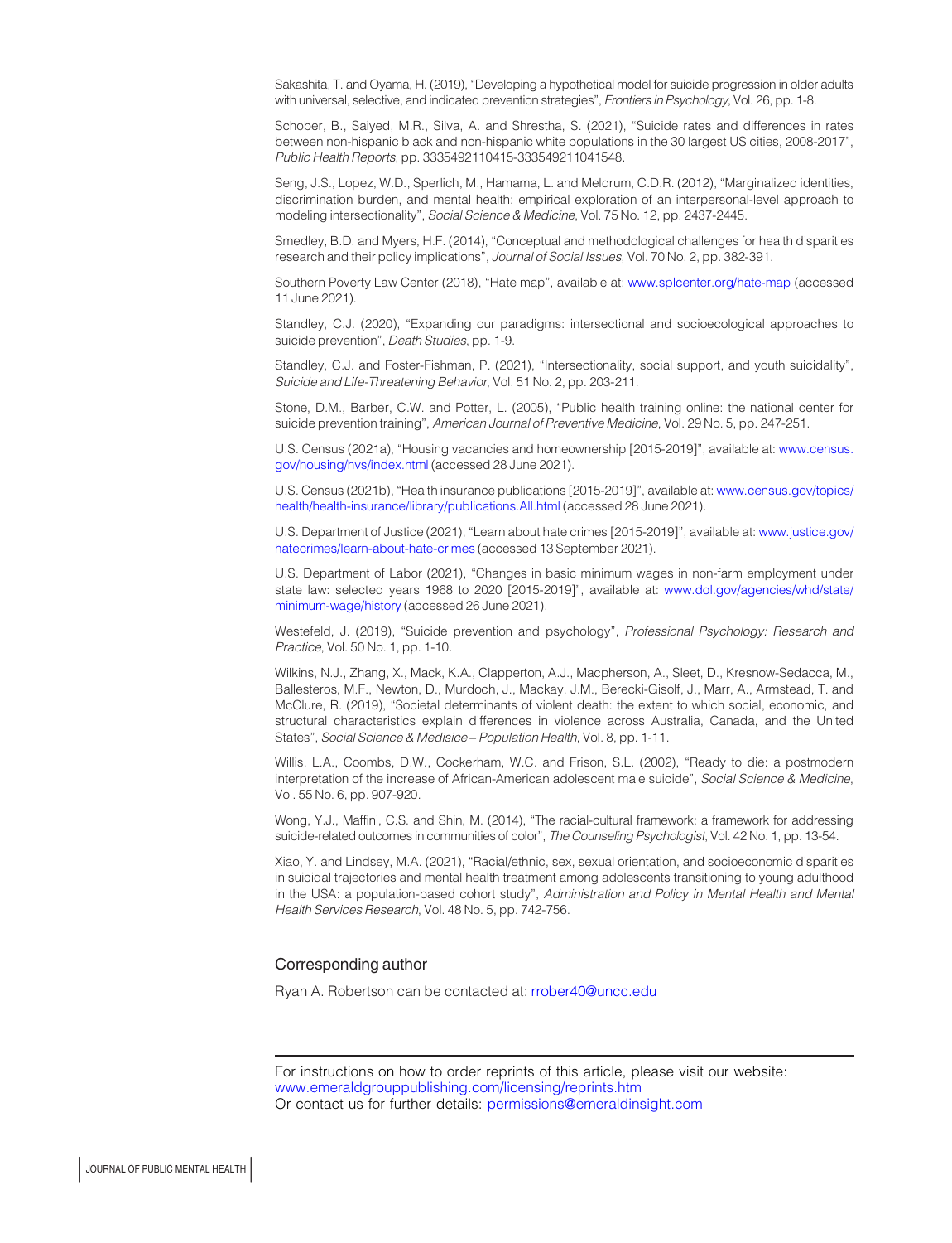Sakashita, T. and Oyama, H. (2019), “Developing a hypothetical model for suicide progression in older adults with universal, selective, and indicated prevention strategies”, *Frontiers in Psychology*, Vol. 26, pp. 1-8.

Schober, B., Saiyed, M.R., Silva, A. and Shrestha, S. (2021), “Suicide rates and differences in rates between non-hispanic black and non-hispanic white populations in the 30 largest US cities, 2008-2017”, *Public Health Reports*, pp. 3335492110415-333549211041548.

Seng, J.S., Lopez, W.D., Sperlich, M., Hamama, L. and Meldrum, C.D.R. (2012), “Marginalized identities, discrimination burden, and mental health: empirical exploration of an interpersonal-level approach to modeling intersectionality”, *Social Science & Medicine*, Vol. 75 No. 12, pp. 2437-2445.

Smedley, B.D. and Myers, H.F. (2014), “Conceptual and methodological challenges for health disparities research and their policy implications”, *Journal of Social Issues*, Vol. 70 No. 2, pp. 382-391.

Southern Poverty Law Center (2018), “Hate map”, available at: www.splcenter.org/hate-map (accessed 11 June 2021).

Standley, C.J. (2020), “Expanding our paradigms: intersectional and socioecological approaches to suicide prevention”, *Death Studies*, pp. 1-9.

Standley, C.J. and Foster-Fishman, P. (2021), “Intersectionality, social support, and youth suicidality”, *Suicide and Life-Threatening Behavior*, Vol. 51 No. 2, pp. 203-211.

Stone, D.M., Barber, C.W. and Potter, L. (2005), “Public health training online: the national center for suicide prevention training”, *American Journal of Preventive Medicine*, Vol. 29 No. 5, pp. 247-251.

U.S. Census (2021a), “Housing vacancies and homeownership [2015-2019]”, available at: www.census.gov/housing/hvs/index.html (accessed 28 June 2021).

U.S. Census (2021b), “Health insurance publications [2015-2019]”, available at: www.census.gov/topics/health/health-insurance/library/publications.All.html (accessed 28 June 2021).

U.S. Department of Justice (2021), “Learn about hate crimes [2015-2019]”, available at: www.justice.gov/hatecrimes/learn-about-hate-crimes (accessed 13 September 2021).

U.S. Department of Labor (2021), “Changes in basic minimum wages in non-farm employment under state law: selected years 1968 to 2020 [2015-2019]”, available at: www.dol.gov/agencies/whd/state/minimum-wage/history (accessed 26 June 2021).

Westefeld, J. (2019), “Suicide prevention and psychology”, *Professional Psychology: Research and Practice*, Vol. 50 No. 1, pp. 1-10.

Wilkins, N.J., Zhang, X., Mack, K.A., Clapperton, A.J., Macpherson, A., Sleet, D., Kresnow-Sedacca, M., Ballesteros, M.F., Newton, D., Murdoch, J., Mackay, J.M., Berecki-Gisolf, J., Marr, A., Armstead, T. and McClure, R. (2019), “Societal determinants of violent death: the extent to which social, economic, and structural characteristics explain differences in violence across Australia, Canada, and the United States”, *Social Science & Medisice – Population Health*, Vol. 8, pp. 1-11.

Willis, L.A., Coombs, D.W., Cockerham, W.C. and Frison, S.L. (2002), “Ready to die: a postmodern interpretation of the increase of African-American adolescent male suicide”, *Social Science & Medicine*, Vol. 55 No. 6, pp. 907-920.

Wong, Y.J., Maffini, C.S. and Shin, M. (2014), “The racial-cultural framework: a framework for addressing suicide-related outcomes in communities of color”, *The Counseling Psychologist*, Vol. 42 No. 1, pp. 13-54.

Xiao, Y. and Lindsey, M.A. (2021), “Racial/ethnic, sex, sexual orientation, and socioeconomic disparities in suicidal trajectories and mental health treatment among adolescents transitioning to young adulthood in the USA: a population-based cohort study”, *Administration and Policy in Mental Health and Mental Health Services Research*, Vol. 48 No. 5, pp. 742-756.

## Corresponding author

Ryan A. Robertson can be contacted at: rrober40@uncc.edu

For instructions on how to order reprints of this article, please visit our website:
www.emeraldgrouppublishing.com/licensing/reprints.htm
Or contact us for further details: permissions@emeraldinsight.com